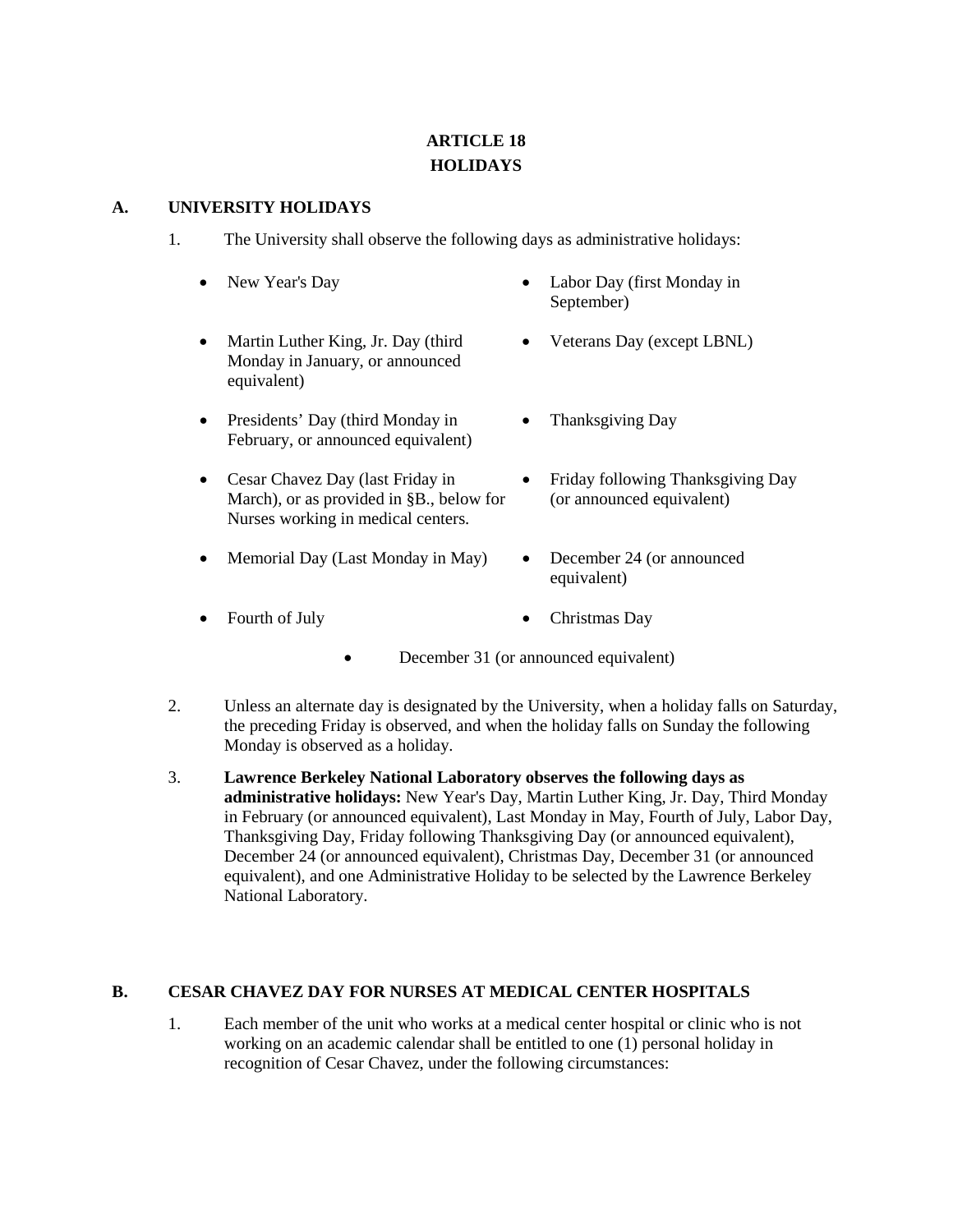# ARTICLE 18
# HOLIDAYS

## A. UNIVERSITY HOLIDAYS

1. The University shall observe the following days as administrative holidays:

- New Year's Day
- Martin Luther King, Jr. Day (third Monday in January, or announced equivalent)
- Presidents' Day (third Monday in February, or announced equivalent)
- Cesar Chavez Day (last Friday in March), or as provided in §B., below for Nurses working in medical centers.
- Memorial Day (Last Monday in May)
- Fourth of July
- Labor Day (first Monday in September)
- Veterans Day (except LBNL)
- Thanksgiving Day
- Friday following Thanksgiving Day (or announced equivalent)
- December 24 (or announced equivalent)
- Christmas Day
- December 31 (or announced equivalent)

2. Unless an alternate day is designated by the University, when a holiday falls on Saturday, the preceding Friday is observed, and when the holiday falls on Sunday the following Monday is observed as a holiday.

3. **Lawrence Berkeley National Laboratory observes the following days as administrative holidays:** New Year's Day, Martin Luther King, Jr. Day, Third Monday in February (or announced equivalent), Last Monday in May, Fourth of July, Labor Day, Thanksgiving Day, Friday following Thanksgiving Day (or announced equivalent), December 24 (or announced equivalent), Christmas Day, December 31 (or announced equivalent), and one Administrative Holiday to be selected by the Lawrence Berkeley National Laboratory.

## B. CESAR CHAVEZ DAY FOR NURSES AT MEDICAL CENTER HOSPITALS

1. Each member of the unit who works at a medical center hospital or clinic who is not working on an academic calendar shall be entitled to one (1) personal holiday in recognition of Cesar Chavez, under the following circumstances: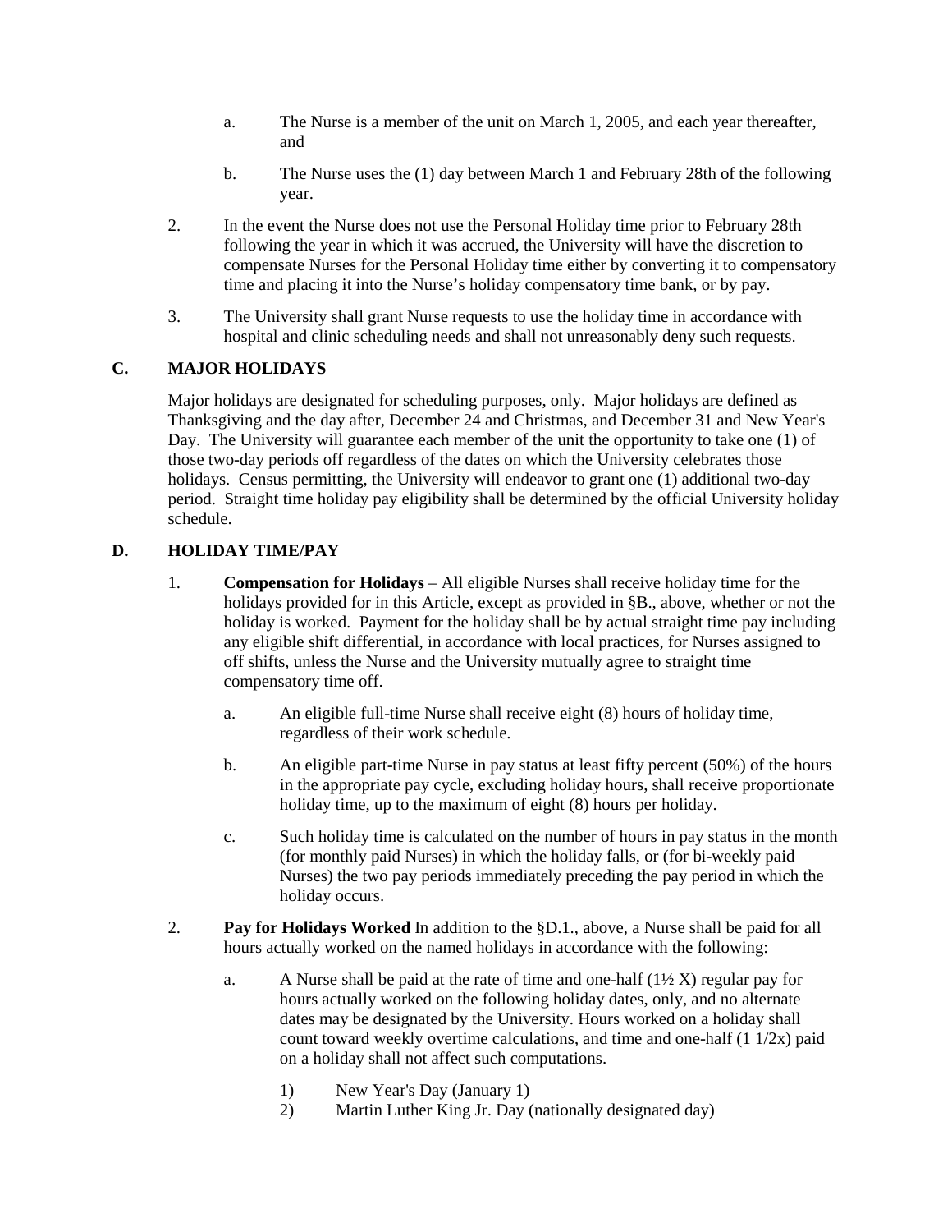a. The Nurse is a member of the unit on March 1, 2005, and each year thereafter, and

b. The Nurse uses the (1) day between March 1 and February 28th of the following year.

2. In the event the Nurse does not use the Personal Holiday time prior to February 28th following the year in which it was accrued, the University will have the discretion to compensate Nurses for the Personal Holiday time either by converting it to compensatory time and placing it into the Nurse's holiday compensatory time bank, or by pay.

3. The University shall grant Nurse requests to use the holiday time in accordance with hospital and clinic scheduling needs and shall not unreasonably deny such requests.

## C. MAJOR HOLIDAYS

Major holidays are designated for scheduling purposes, only. Major holidays are defined as Thanksgiving and the day after, December 24 and Christmas, and December 31 and New Year's Day. The University will guarantee each member of the unit the opportunity to take one (1) of those two-day periods off regardless of the dates on which the University celebrates those holidays. Census permitting, the University will endeavor to grant one (1) additional two-day period. Straight time holiday pay eligibility shall be determined by the official University holiday schedule.

## D. HOLIDAY TIME/PAY

1. **Compensation for Holidays** – All eligible Nurses shall receive holiday time for the holidays provided for in this Article, except as provided in §B., above, whether or not the holiday is worked. Payment for the holiday shall be by actual straight time pay including any eligible shift differential, in accordance with local practices, for Nurses assigned to off shifts, unless the Nurse and the University mutually agree to straight time compensatory time off.

   a. An eligible full-time Nurse shall receive eight (8) hours of holiday time, regardless of their work schedule.

   b. An eligible part-time Nurse in pay status at least fifty percent (50%) of the hours in the appropriate pay cycle, excluding holiday hours, shall receive proportionate holiday time, up to the maximum of eight (8) hours per holiday.

   c. Such holiday time is calculated on the number of hours in pay status in the month (for monthly paid Nurses) in which the holiday falls, or (for bi-weekly paid Nurses) the two pay periods immediately preceding the pay period in which the holiday occurs.

2. **Pay for Holidays Worked** In addition to the §D.1., above, a Nurse shall be paid for all hours actually worked on the named holidays in accordance with the following:

   a. A Nurse shall be paid at the rate of time and one-half (1½ X) regular pay for hours actually worked on the following holiday dates, only, and no alternate dates may be designated by the University. Hours worked on a holiday shall count toward weekly overtime calculations, and time and one-half (1 1/2x) paid on a holiday shall not affect such computations.

      1) New Year's Day (January 1)
      2) Martin Luther King Jr. Day (nationally designated day)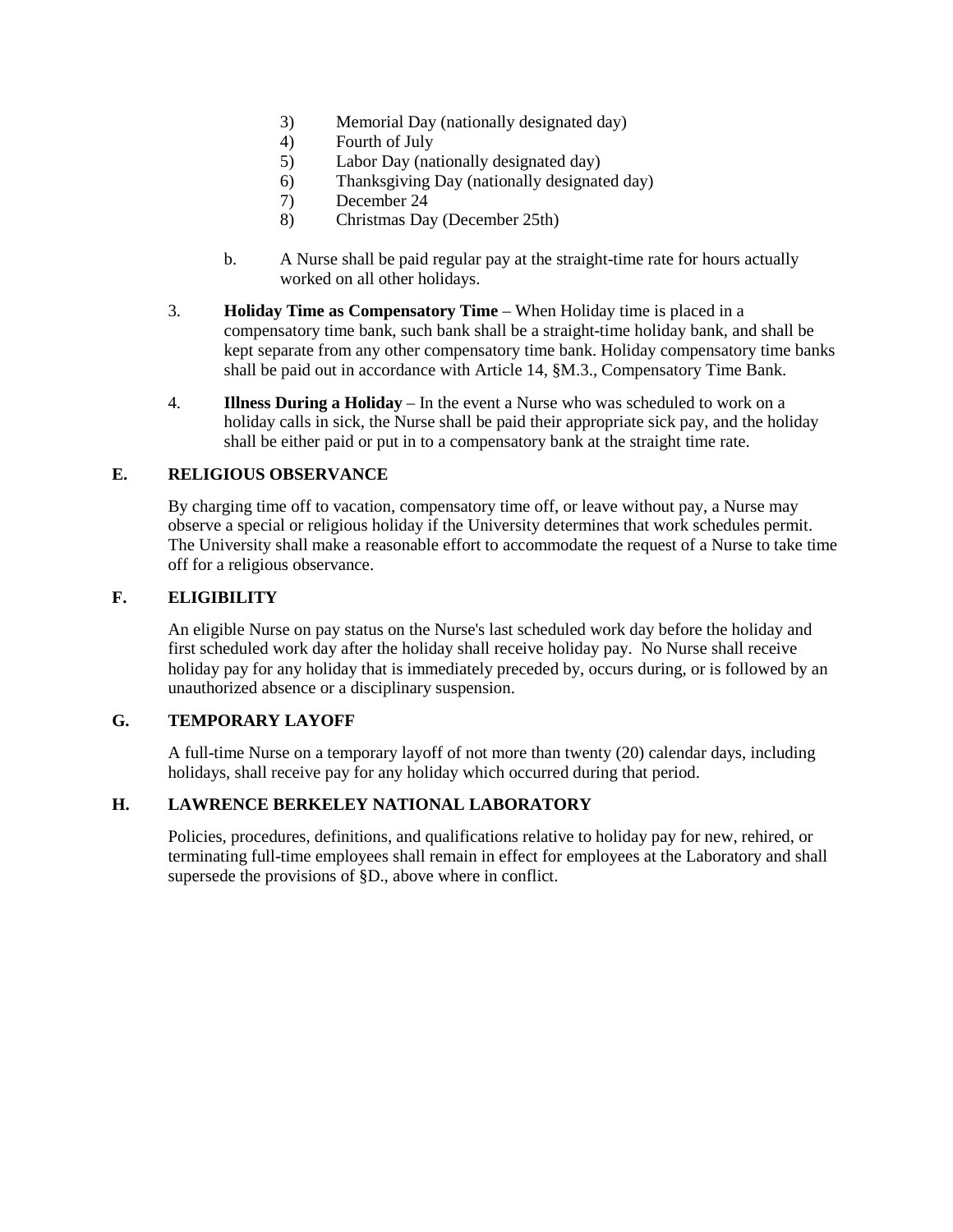3) Memorial Day (nationally designated day)
4) Fourth of July
5) Labor Day (nationally designated day)
6) Thanksgiving Day (nationally designated day)
7) December 24
8) Christmas Day (December 25th)

b. A Nurse shall be paid regular pay at the straight-time rate for hours actually worked on all other holidays.

3. **Holiday Time as Compensatory Time** – When Holiday time is placed in a compensatory time bank, such bank shall be a straight-time holiday bank, and shall be kept separate from any other compensatory time bank. Holiday compensatory time banks shall be paid out in accordance with Article 14, §M.3., Compensatory Time Bank.

4. **Illness During a Holiday** – In the event a Nurse who was scheduled to work on a holiday calls in sick, the Nurse shall be paid their appropriate sick pay, and the holiday shall be either paid or put in to a compensatory bank at the straight time rate.

## E. RELIGIOUS OBSERVANCE

By charging time off to vacation, compensatory time off, or leave without pay, a Nurse may observe a special or religious holiday if the University determines that work schedules permit. The University shall make a reasonable effort to accommodate the request of a Nurse to take time off for a religious observance.

## F. ELIGIBILITY

An eligible Nurse on pay status on the Nurse's last scheduled work day before the holiday and first scheduled work day after the holiday shall receive holiday pay. No Nurse shall receive holiday pay for any holiday that is immediately preceded by, occurs during, or is followed by an unauthorized absence or a disciplinary suspension.

## G. TEMPORARY LAYOFF

A full-time Nurse on a temporary layoff of not more than twenty (20) calendar days, including holidays, shall receive pay for any holiday which occurred during that period.

## H. LAWRENCE BERKELEY NATIONAL LABORATORY

Policies, procedures, definitions, and qualifications relative to holiday pay for new, rehired, or terminating full-time employees shall remain in effect for employees at the Laboratory and shall supersede the provisions of §D., above where in conflict.